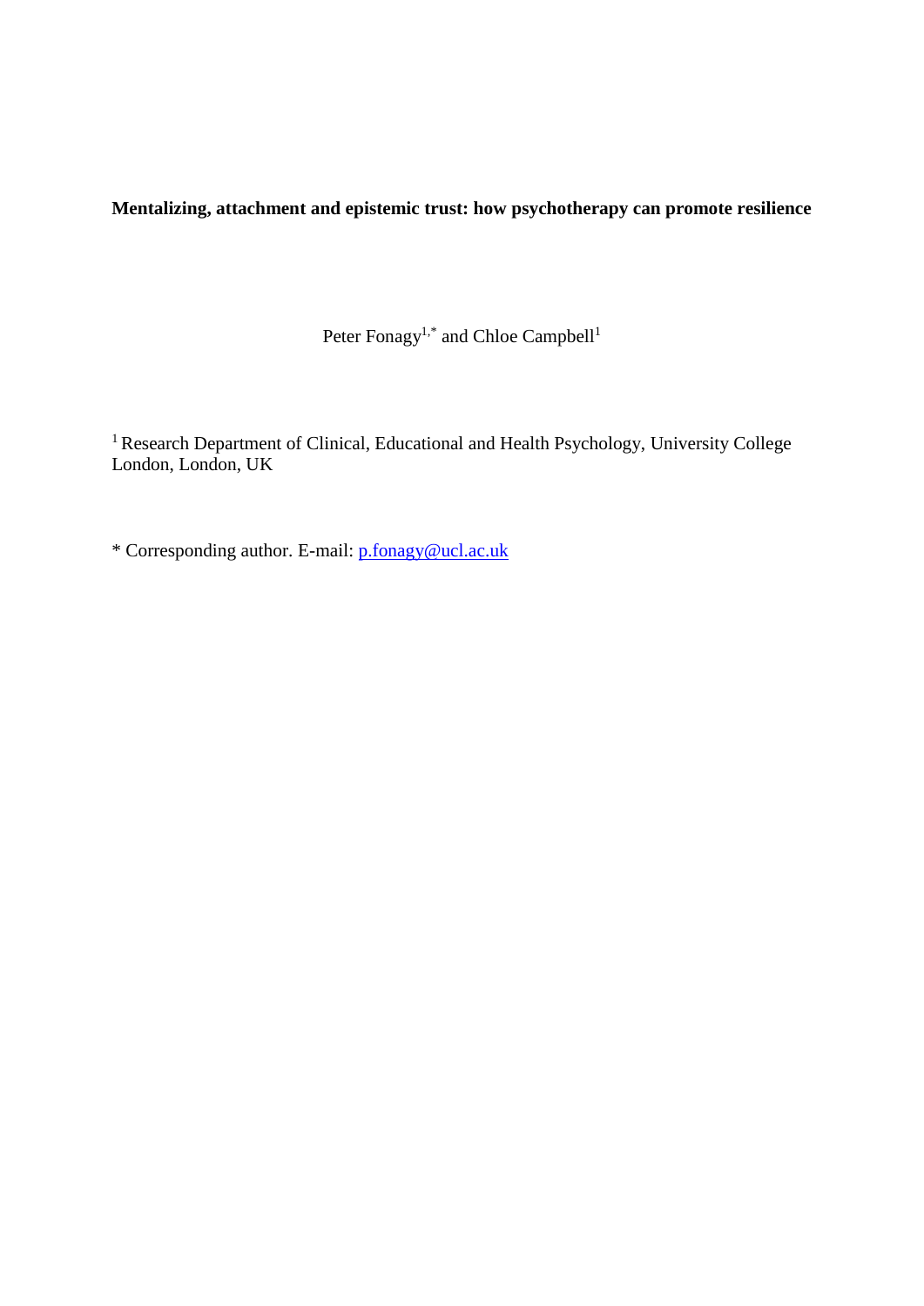**Mentalizing, attachment and epistemic trust: how psychotherapy can promote resilience**

Peter Fonagy[1,*] and Chloe Campbell[1]

[1] Research Department of Clinical, Educational and Health Psychology, University College London, London, UK

[*] Corresponding author. E-mail: p.fonagy@ucl.ac.uk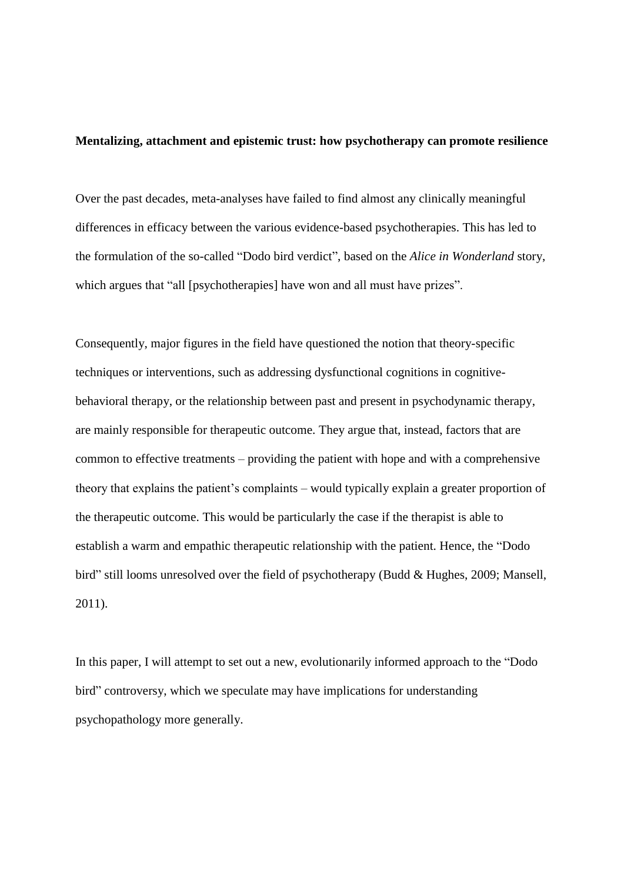**Mentalizing, attachment and epistemic trust: how psychotherapy can promote resilience**

Over the past decades, meta-analyses have failed to find almost any clinically meaningful differences in efficacy between the various evidence-based psychotherapies. This has led to the formulation of the so-called "Dodo bird verdict", based on the *Alice in Wonderland* story, which argues that "all [psychotherapies] have won and all must have prizes".

Consequently, major figures in the field have questioned the notion that theory-specific techniques or interventions, such as addressing dysfunctional cognitions in cognitive-behavioral therapy, or the relationship between past and present in psychodynamic therapy, are mainly responsible for therapeutic outcome. They argue that, instead, factors that are common to effective treatments – providing the patient with hope and with a comprehensive theory that explains the patient's complaints – would typically explain a greater proportion of the therapeutic outcome. This would be particularly the case if the therapist is able to establish a warm and empathic therapeutic relationship with the patient. Hence, the "Dodo bird" still looms unresolved over the field of psychotherapy (Budd & Hughes, 2009; Mansell, 2011).

In this paper, I will attempt to set out a new, evolutionarily informed approach to the "Dodo bird" controversy, which we speculate may have implications for understanding psychopathology more generally.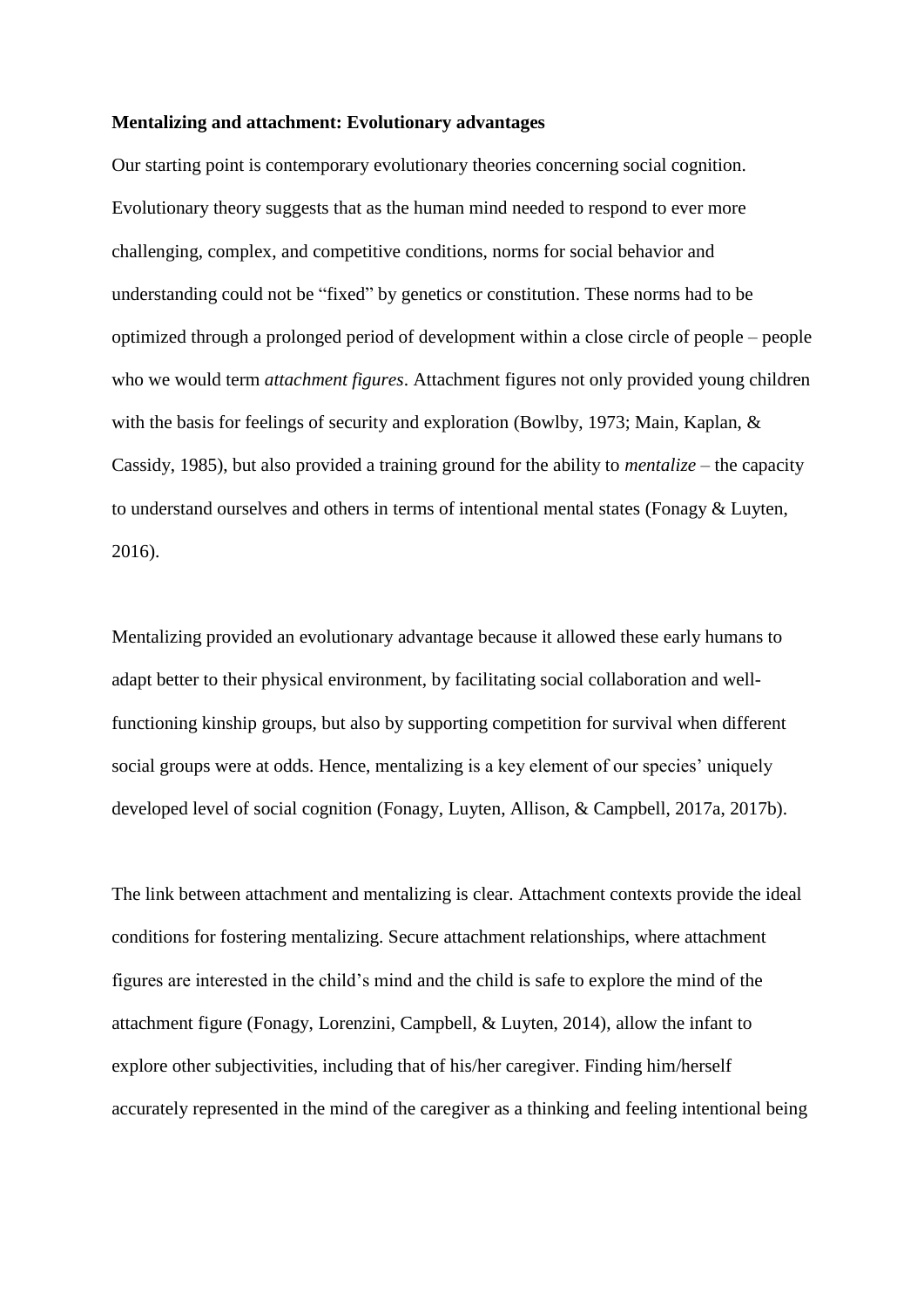**Mentalizing and attachment: Evolutionary advantages**

Our starting point is contemporary evolutionary theories concerning social cognition. Evolutionary theory suggests that as the human mind needed to respond to ever more challenging, complex, and competitive conditions, norms for social behavior and understanding could not be "fixed" by genetics or constitution. These norms had to be optimized through a prolonged period of development within a close circle of people – people who we would term *attachment figures*. Attachment figures not only provided young children with the basis for feelings of security and exploration (Bowlby, 1973; Main, Kaplan, & Cassidy, 1985), but also provided a training ground for the ability to *mentalize* – the capacity to understand ourselves and others in terms of intentional mental states (Fonagy & Luyten, 2016).

Mentalizing provided an evolutionary advantage because it allowed these early humans to adapt better to their physical environment, by facilitating social collaboration and well-functioning kinship groups, but also by supporting competition for survival when different social groups were at odds. Hence, mentalizing is a key element of our species' uniquely developed level of social cognition (Fonagy, Luyten, Allison, & Campbell, 2017a, 2017b).

The link between attachment and mentalizing is clear. Attachment contexts provide the ideal conditions for fostering mentalizing. Secure attachment relationships, where attachment figures are interested in the child's mind and the child is safe to explore the mind of the attachment figure (Fonagy, Lorenzini, Campbell, & Luyten, 2014), allow the infant to explore other subjectivities, including that of his/her caregiver. Finding him/herself accurately represented in the mind of the caregiver as a thinking and feeling intentional being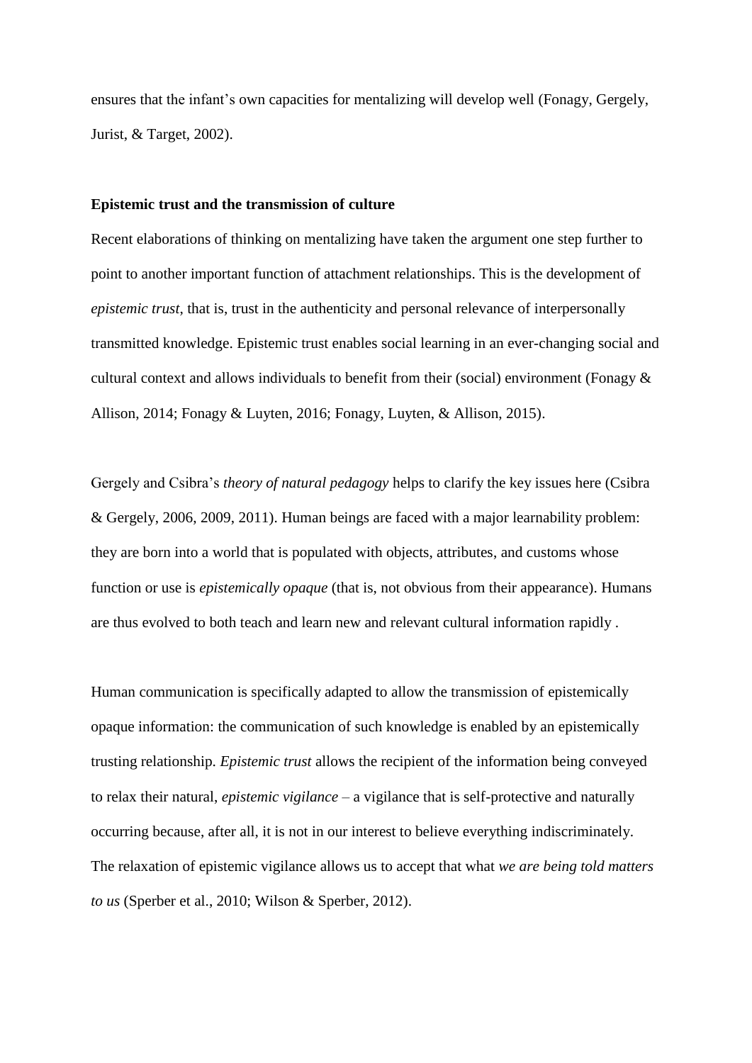ensures that the infant's own capacities for mentalizing will develop well (Fonagy, Gergely, Jurist, & Target, 2002).

**Epistemic trust and the transmission of culture**

Recent elaborations of thinking on mentalizing have taken the argument one step further to point to another important function of attachment relationships. This is the development of *epistemic trust*, that is, trust in the authenticity and personal relevance of interpersonally transmitted knowledge. Epistemic trust enables social learning in an ever-changing social and cultural context and allows individuals to benefit from their (social) environment (Fonagy & Allison, 2014; Fonagy & Luyten, 2016; Fonagy, Luyten, & Allison, 2015).

Gergely and Csibra's *theory of natural pedagogy* helps to clarify the key issues here (Csibra & Gergely, 2006, 2009, 2011). Human beings are faced with a major learnability problem: they are born into a world that is populated with objects, attributes, and customs whose function or use is *epistemically opaque* (that is, not obvious from their appearance). Humans are thus evolved to both teach and learn new and relevant cultural information rapidly .

Human communication is specifically adapted to allow the transmission of epistemically opaque information: the communication of such knowledge is enabled by an epistemically trusting relationship. *Epistemic trust* allows the recipient of the information being conveyed to relax their natural, *epistemic vigilance* – a vigilance that is self-protective and naturally occurring because, after all, it is not in our interest to believe everything indiscriminately. The relaxation of epistemic vigilance allows us to accept that what *we are being told matters to us* (Sperber et al., 2010; Wilson & Sperber, 2012).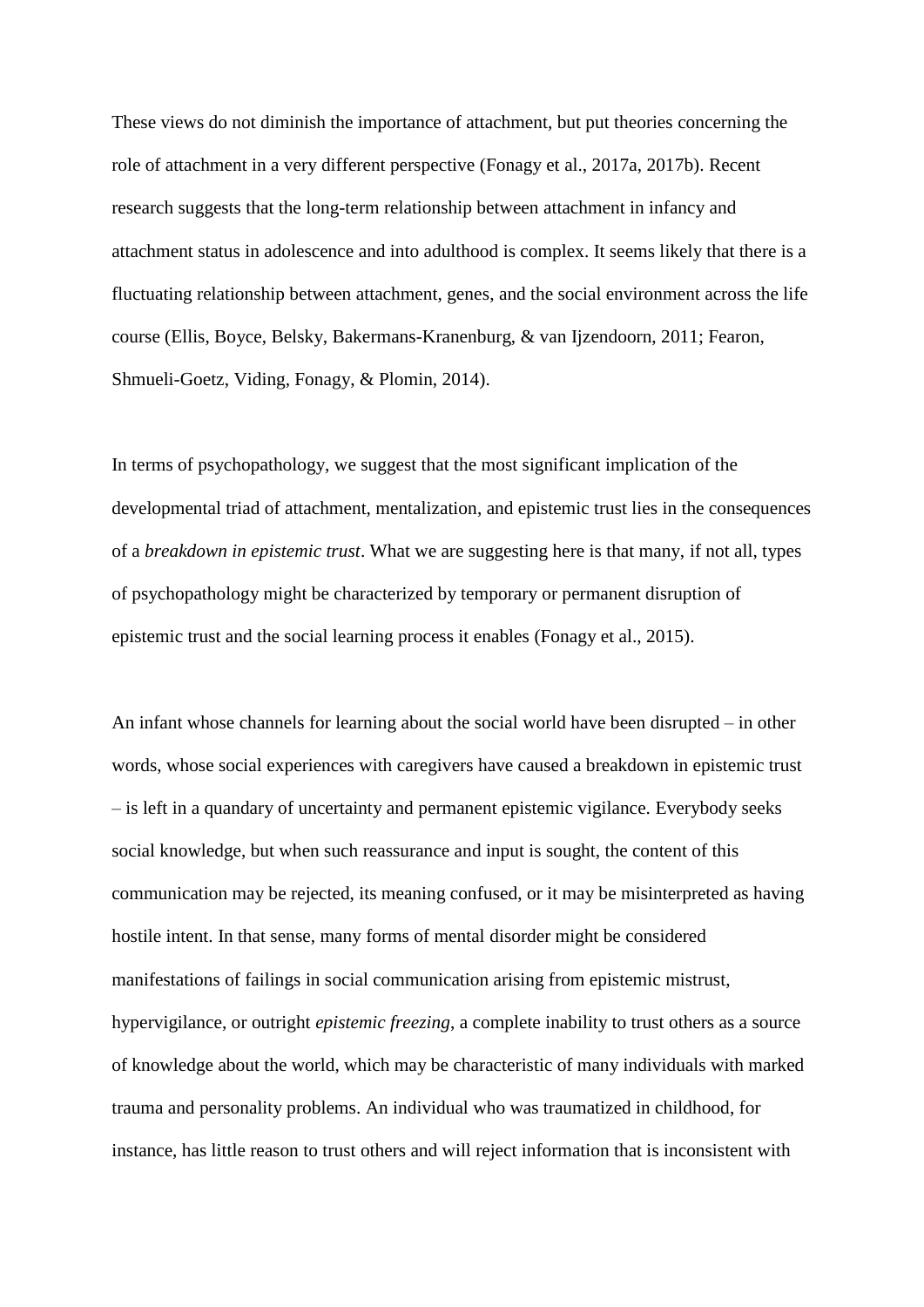These views do not diminish the importance of attachment, but put theories concerning the role of attachment in a very different perspective (Fonagy et al., 2017a, 2017b). Recent research suggests that the long-term relationship between attachment in infancy and attachment status in adolescence and into adulthood is complex. It seems likely that there is a fluctuating relationship between attachment, genes, and the social environment across the life course (Ellis, Boyce, Belsky, Bakermans-Kranenburg, & van Ijzendoorn, 2011; Fearon, Shmueli-Goetz, Viding, Fonagy, & Plomin, 2014).

In terms of psychopathology, we suggest that the most significant implication of the developmental triad of attachment, mentalization, and epistemic trust lies in the consequences of a *breakdown in epistemic trust*. What we are suggesting here is that many, if not all, types of psychopathology might be characterized by temporary or permanent disruption of epistemic trust and the social learning process it enables (Fonagy et al., 2015).

An infant whose channels for learning about the social world have been disrupted – in other words, whose social experiences with caregivers have caused a breakdown in epistemic trust – is left in a quandary of uncertainty and permanent epistemic vigilance. Everybody seeks social knowledge, but when such reassurance and input is sought, the content of this communication may be rejected, its meaning confused, or it may be misinterpreted as having hostile intent. In that sense, many forms of mental disorder might be considered manifestations of failings in social communication arising from epistemic mistrust, hypervigilance, or outright *epistemic freezing*, a complete inability to trust others as a source of knowledge about the world, which may be characteristic of many individuals with marked trauma and personality problems. An individual who was traumatized in childhood, for instance, has little reason to trust others and will reject information that is inconsistent with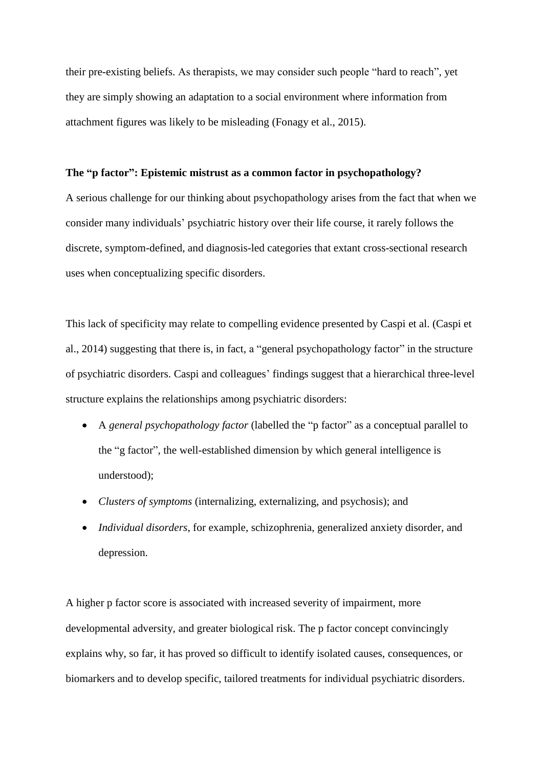their pre-existing beliefs. As therapists, we may consider such people "hard to reach", yet they are simply showing an adaptation to a social environment where information from attachment figures was likely to be misleading (Fonagy et al., 2015).

**The "p factor": Epistemic mistrust as a common factor in psychopathology?**

A serious challenge for our thinking about psychopathology arises from the fact that when we consider many individuals' psychiatric history over their life course, it rarely follows the discrete, symptom-defined, and diagnosis-led categories that extant cross-sectional research uses when conceptualizing specific disorders.

This lack of specificity may relate to compelling evidence presented by Caspi et al. (Caspi et al., 2014) suggesting that there is, in fact, a "general psychopathology factor" in the structure of psychiatric disorders. Caspi and colleagues' findings suggest that a hierarchical three-level structure explains the relationships among psychiatric disorders:

- A *general psychopathology factor* (labelled the "p factor" as a conceptual parallel to the "g factor", the well-established dimension by which general intelligence is understood);
- *Clusters of symptoms* (internalizing, externalizing, and psychosis); and
- *Individual disorders*, for example, schizophrenia, generalized anxiety disorder, and depression.

A higher p factor score is associated with increased severity of impairment, more developmental adversity, and greater biological risk. The p factor concept convincingly explains why, so far, it has proved so difficult to identify isolated causes, consequences, or biomarkers and to develop specific, tailored treatments for individual psychiatric disorders.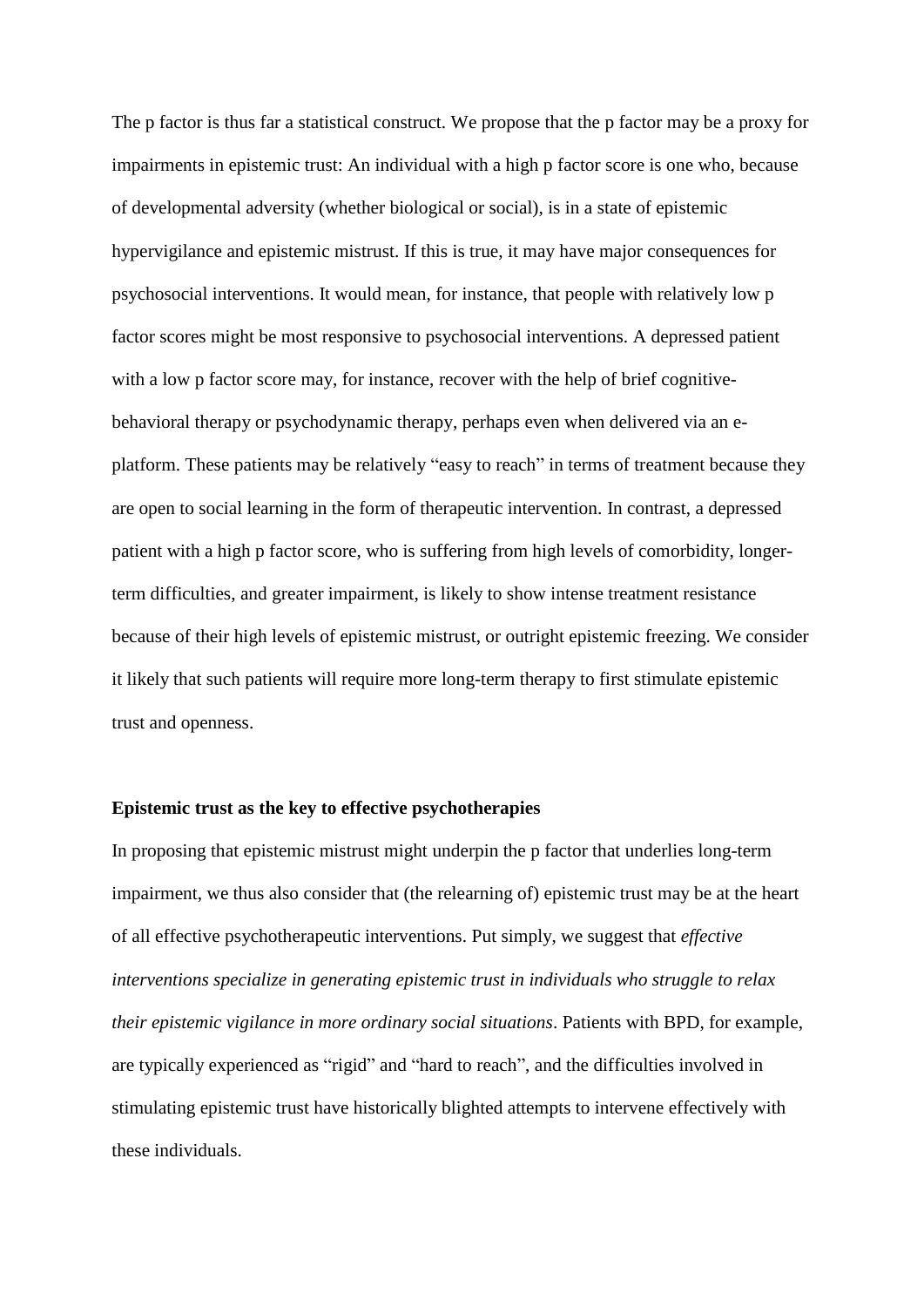The p factor is thus far a statistical construct. We propose that the p factor may be a proxy for impairments in epistemic trust: An individual with a high p factor score is one who, because of developmental adversity (whether biological or social), is in a state of epistemic hypervigilance and epistemic mistrust. If this is true, it may have major consequences for psychosocial interventions. It would mean, for instance, that people with relatively low p factor scores might be most responsive to psychosocial interventions. A depressed patient with a low p factor score may, for instance, recover with the help of brief cognitive-behavioral therapy or psychodynamic therapy, perhaps even when delivered via an e-platform. These patients may be relatively "easy to reach" in terms of treatment because they are open to social learning in the form of therapeutic intervention. In contrast, a depressed patient with a high p factor score, who is suffering from high levels of comorbidity, longer-term difficulties, and greater impairment, is likely to show intense treatment resistance because of their high levels of epistemic mistrust, or outright epistemic freezing. We consider it likely that such patients will require more long-term therapy to first stimulate epistemic trust and openness.

**Epistemic trust as the key to effective psychotherapies**

In proposing that epistemic mistrust might underpin the p factor that underlies long-term impairment, we thus also consider that (the relearning of) epistemic trust may be at the heart of all effective psychotherapeutic interventions. Put simply, we suggest that *effective interventions specialize in generating epistemic trust in individuals who struggle to relax their epistemic vigilance in more ordinary social situations*. Patients with BPD, for example, are typically experienced as "rigid" and "hard to reach", and the difficulties involved in stimulating epistemic trust have historically blighted attempts to intervene effectively with these individuals.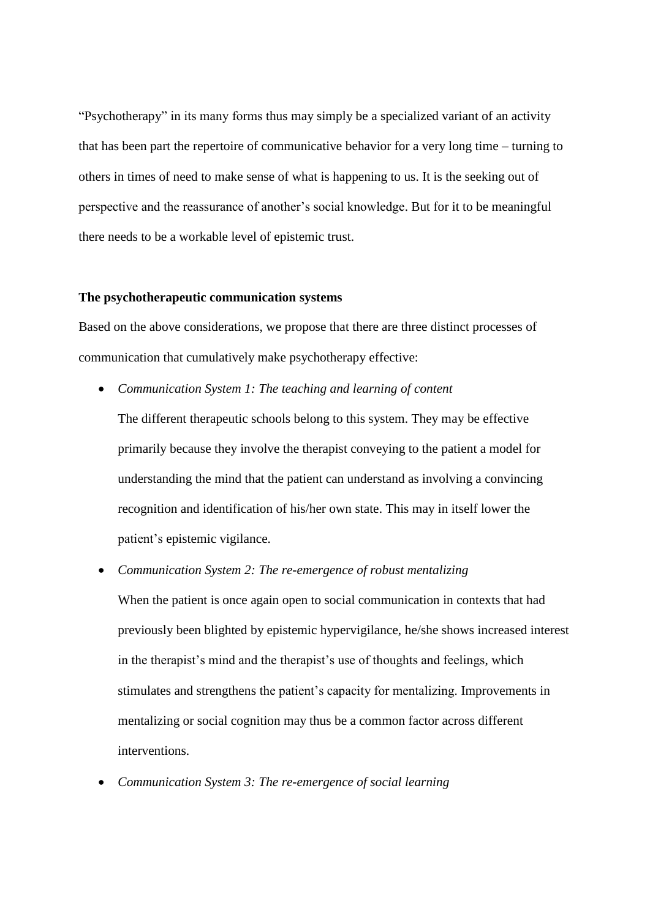"Psychotherapy" in its many forms thus may simply be a specialized variant of an activity that has been part the repertoire of communicative behavior for a very long time – turning to others in times of need to make sense of what is happening to us. It is the seeking out of perspective and the reassurance of another's social knowledge. But for it to be meaningful there needs to be a workable level of epistemic trust.

**The psychotherapeutic communication systems**

Based on the above considerations, we propose that there are three distinct processes of communication that cumulatively make psychotherapy effective:

- *Communication System 1: The teaching and learning of content*

  The different therapeutic schools belong to this system. They may be effective primarily because they involve the therapist conveying to the patient a model for understanding the mind that the patient can understand as involving a convincing recognition and identification of his/her own state. This may in itself lower the patient's epistemic vigilance.

- *Communication System 2: The re-emergence of robust mentalizing*

  When the patient is once again open to social communication in contexts that had previously been blighted by epistemic hypervigilance, he/she shows increased interest in the therapist's mind and the therapist's use of thoughts and feelings, which stimulates and strengthens the patient's capacity for mentalizing. Improvements in mentalizing or social cognition may thus be a common factor across different interventions.

- *Communication System 3: The re-emergence of social learning*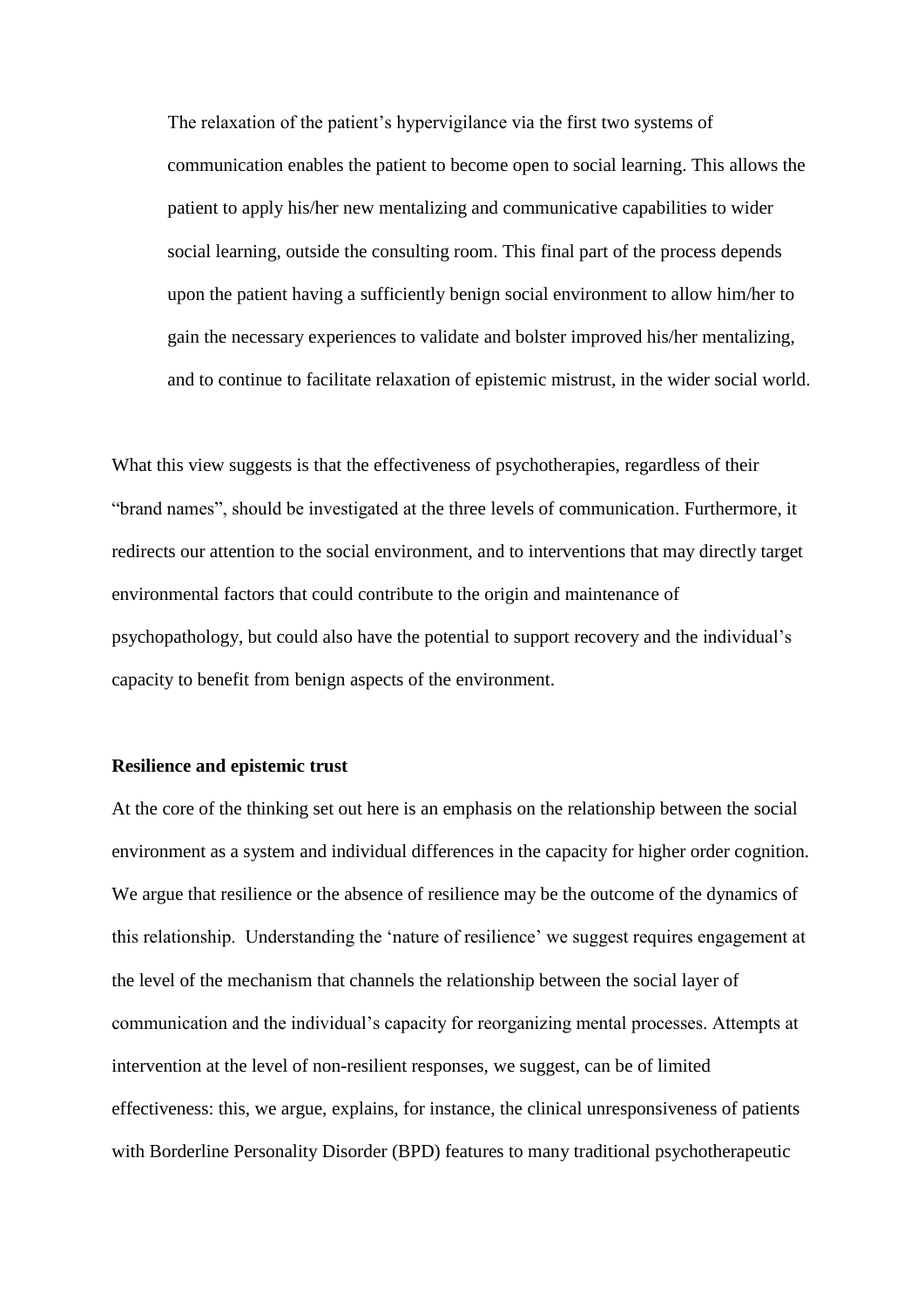> The relaxation of the patient's hypervigilance via the first two systems of communication enables the patient to become open to social learning. This allows the patient to apply his/her new mentalizing and communicative capabilities to wider social learning, outside the consulting room. This final part of the process depends upon the patient having a sufficiently benign social environment to allow him/her to gain the necessary experiences to validate and bolster improved his/her mentalizing, and to continue to facilitate relaxation of epistemic mistrust, in the wider social world.

What this view suggests is that the effectiveness of psychotherapies, regardless of their "brand names", should be investigated at the three levels of communication. Furthermore, it redirects our attention to the social environment, and to interventions that may directly target environmental factors that could contribute to the origin and maintenance of psychopathology, but could also have the potential to support recovery and the individual's capacity to benefit from benign aspects of the environment.

**Resilience and epistemic trust**

At the core of the thinking set out here is an emphasis on the relationship between the social environment as a system and individual differences in the capacity for higher order cognition. We argue that resilience or the absence of resilience may be the outcome of the dynamics of this relationship. Understanding the 'nature of resilience' we suggest requires engagement at the level of the mechanism that channels the relationship between the social layer of communication and the individual's capacity for reorganizing mental processes. Attempts at intervention at the level of non-resilient responses, we suggest, can be of limited effectiveness: this, we argue, explains, for instance, the clinical unresponsiveness of patients with Borderline Personality Disorder (BPD) features to many traditional psychotherapeutic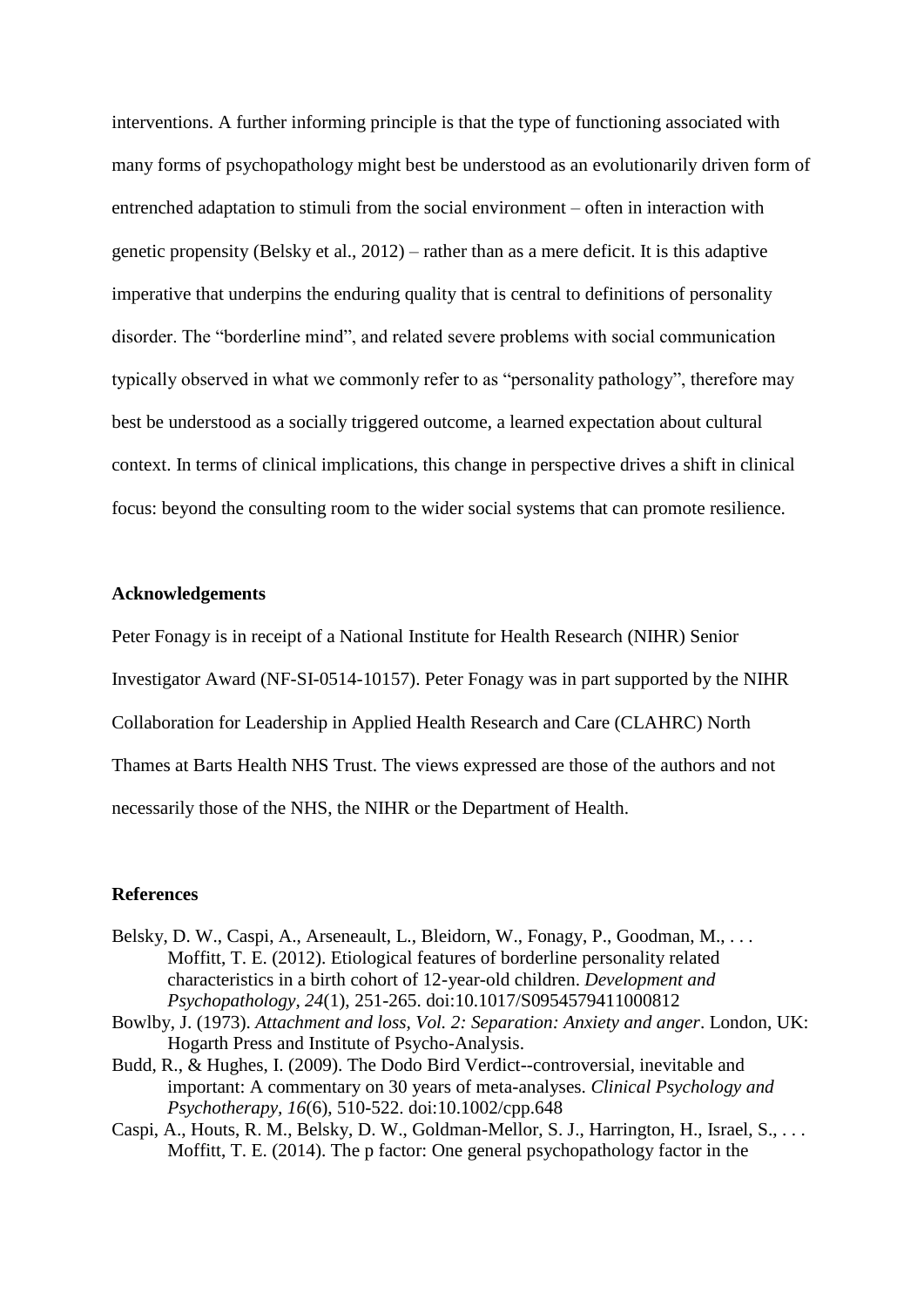interventions. A further informing principle is that the type of functioning associated with many forms of psychopathology might best be understood as an evolutionarily driven form of entrenched adaptation to stimuli from the social environment – often in interaction with genetic propensity (Belsky et al., 2012) – rather than as a mere deficit. It is this adaptive imperative that underpins the enduring quality that is central to definitions of personality disorder. The "borderline mind", and related severe problems with social communication typically observed in what we commonly refer to as "personality pathology", therefore may best be understood as a socially triggered outcome, a learned expectation about cultural context. In terms of clinical implications, this change in perspective drives a shift in clinical focus: beyond the consulting room to the wider social systems that can promote resilience.

**Acknowledgements**

Peter Fonagy is in receipt of a National Institute for Health Research (NIHR) Senior Investigator Award (NF-SI-0514-10157). Peter Fonagy was in part supported by the NIHR Collaboration for Leadership in Applied Health Research and Care (CLAHRC) North Thames at Barts Health NHS Trust. The views expressed are those of the authors and not necessarily those of the NHS, the NIHR or the Department of Health.

**References**

Belsky, D. W., Caspi, A., Arseneault, L., Bleidorn, W., Fonagy, P., Goodman, M., . . . Moffitt, T. E. (2012). Etiological features of borderline personality related characteristics in a birth cohort of 12-year-old children. *Development and Psychopathology, 24*(1), 251-265. doi:10.1017/S0954579411000812

Bowlby, J. (1973). *Attachment and loss, Vol. 2: Separation: Anxiety and anger*. London, UK: Hogarth Press and Institute of Psycho-Analysis.

Budd, R., & Hughes, I. (2009). The Dodo Bird Verdict--controversial, inevitable and important: A commentary on 30 years of meta-analyses. *Clinical Psychology and Psychotherapy, 16*(6), 510-522. doi:10.1002/cpp.648

Caspi, A., Houts, R. M., Belsky, D. W., Goldman-Mellor, S. J., Harrington, H., Israel, S., . . . Moffitt, T. E. (2014). The p factor: One general psychopathology factor in the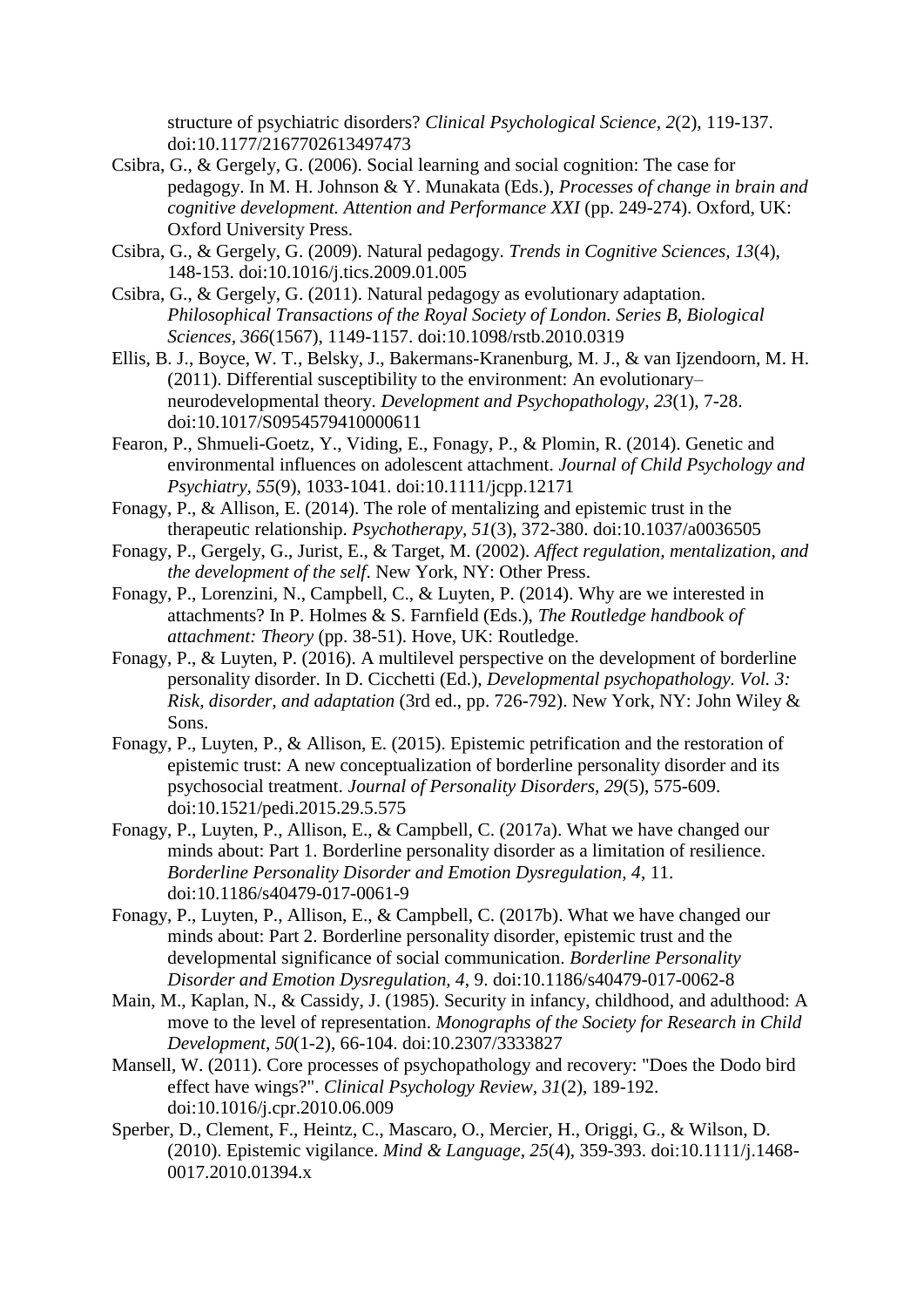structure of psychiatric disorders? *Clinical Psychological Science, 2*(2), 119-137. doi:10.1177/2167702613497473

Csibra, G., & Gergely, G. (2006). Social learning and social cognition: The case for pedagogy. In M. H. Johnson & Y. Munakata (Eds.), *Processes of change in brain and cognitive development. Attention and Performance XXI* (pp. 249-274). Oxford, UK: Oxford University Press.

Csibra, G., & Gergely, G. (2009). Natural pedagogy. *Trends in Cognitive Sciences, 13*(4), 148-153. doi:10.1016/j.tics.2009.01.005

Csibra, G., & Gergely, G. (2011). Natural pedagogy as evolutionary adaptation. *Philosophical Transactions of the Royal Society of London. Series B, Biological Sciences, 366*(1567), 1149-1157. doi:10.1098/rstb.2010.0319

Ellis, B. J., Boyce, W. T., Belsky, J., Bakermans-Kranenburg, M. J., & van Ijzendoorn, M. H. (2011). Differential susceptibility to the environment: An evolutionary–neurodevelopmental theory. *Development and Psychopathology, 23*(1), 7-28. doi:10.1017/S0954579410000611

Fearon, P., Shmueli-Goetz, Y., Viding, E., Fonagy, P., & Plomin, R. (2014). Genetic and environmental influences on adolescent attachment. *Journal of Child Psychology and Psychiatry, 55*(9), 1033-1041. doi:10.1111/jcpp.12171

Fonagy, P., & Allison, E. (2014). The role of mentalizing and epistemic trust in the therapeutic relationship. *Psychotherapy, 51*(3), 372-380. doi:10.1037/a0036505

Fonagy, P., Gergely, G., Jurist, E., & Target, M. (2002). *Affect regulation, mentalization, and the development of the self*. New York, NY: Other Press.

Fonagy, P., Lorenzini, N., Campbell, C., & Luyten, P. (2014). Why are we interested in attachments? In P. Holmes & S. Farnfield (Eds.), *The Routledge handbook of attachment: Theory* (pp. 38-51). Hove, UK: Routledge.

Fonagy, P., & Luyten, P. (2016). A multilevel perspective on the development of borderline personality disorder. In D. Cicchetti (Ed.), *Developmental psychopathology. Vol. 3: Risk, disorder, and adaptation* (3rd ed., pp. 726-792). New York, NY: John Wiley & Sons.

Fonagy, P., Luyten, P., & Allison, E. (2015). Epistemic petrification and the restoration of epistemic trust: A new conceptualization of borderline personality disorder and its psychosocial treatment. *Journal of Personality Disorders, 29*(5), 575-609. doi:10.1521/pedi.2015.29.5.575

Fonagy, P., Luyten, P., Allison, E., & Campbell, C. (2017a). What we have changed our minds about: Part 1. Borderline personality disorder as a limitation of resilience. *Borderline Personality Disorder and Emotion Dysregulation, 4*, 11. doi:10.1186/s40479-017-0061-9

Fonagy, P., Luyten, P., Allison, E., & Campbell, C. (2017b). What we have changed our minds about: Part 2. Borderline personality disorder, epistemic trust and the developmental significance of social communication. *Borderline Personality Disorder and Emotion Dysregulation, 4*, 9. doi:10.1186/s40479-017-0062-8

Main, M., Kaplan, N., & Cassidy, J. (1985). Security in infancy, childhood, and adulthood: A move to the level of representation. *Monographs of the Society for Research in Child Development, 50*(1-2), 66-104. doi:10.2307/3333827

Mansell, W. (2011). Core processes of psychopathology and recovery: "Does the Dodo bird effect have wings?". *Clinical Psychology Review, 31*(2), 189-192. doi:10.1016/j.cpr.2010.06.009

Sperber, D., Clement, F., Heintz, C., Mascaro, O., Mercier, H., Origgi, G., & Wilson, D. (2010). Epistemic vigilance. *Mind & Language, 25*(4), 359-393. doi:10.1111/j.1468-0017.2010.01394.x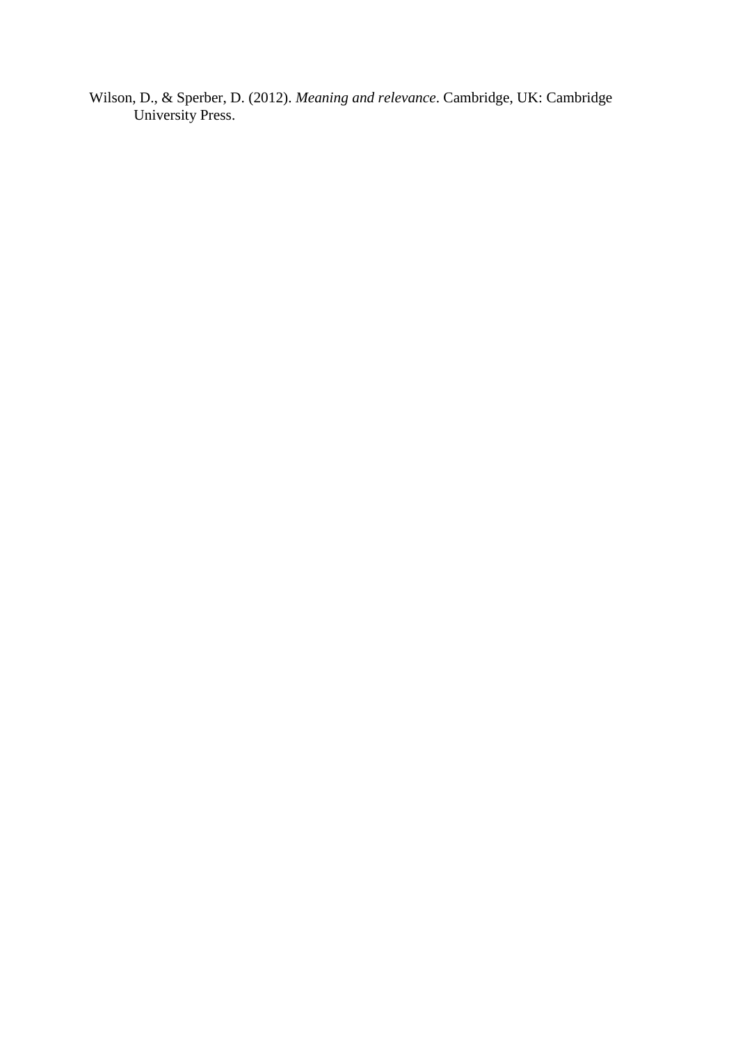Wilson, D., & Sperber, D. (2012). *Meaning and relevance*. Cambridge, UK: Cambridge University Press.